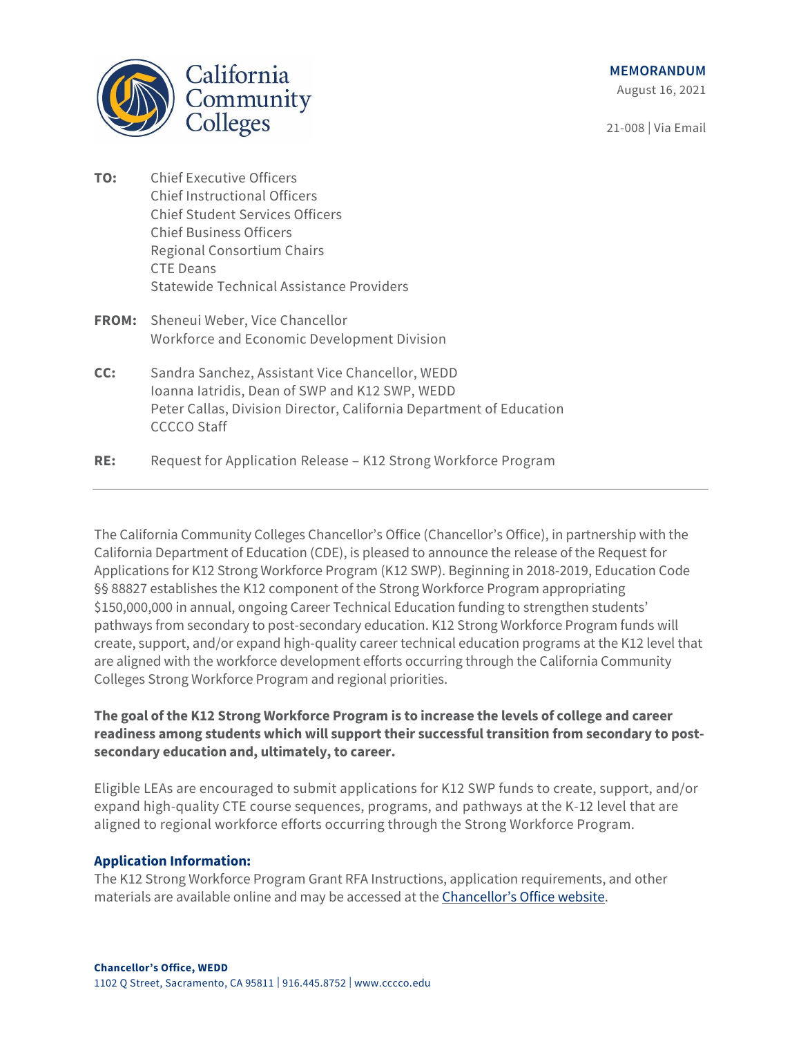California Community Colleges

**MEMORANDUM**

August 16, 2021

21-008 | Via Email

**TO:** Chief Executive Officers
Chief Instructional Officers
Chief Student Services Officers
Chief Business Officers
Regional Consortium Chairs
CTE Deans
Statewide Technical Assistance Providers

**FROM:** Sheneui Weber, Vice Chancellor
Workforce and Economic Development Division

**CC:** Sandra Sanchez, Assistant Vice Chancellor, WEDD
Ioanna Iatridis, Dean of SWP and K12 SWP, WEDD
Peter Callas, Division Director, California Department of Education
CCCCO Staff

**RE:** Request for Application Release – K12 Strong Workforce Program

---

The California Community Colleges Chancellor's Office (Chancellor's Office), in partnership with the California Department of Education (CDE), is pleased to announce the release of the Request for Applications for K12 Strong Workforce Program (K12 SWP). Beginning in 2018-2019, Education Code §§ 88827 establishes the K12 component of the Strong Workforce Program appropriating $150,000,000 in annual, ongoing Career Technical Education funding to strengthen students' pathways from secondary to post-secondary education. K12 Strong Workforce Program funds will create, support, and/or expand high-quality career technical education programs at the K12 level that are aligned with the workforce development efforts occurring through the California Community Colleges Strong Workforce Program and regional priorities.

**The goal of the K12 Strong Workforce Program is to increase the levels of college and career readiness among students which will support their successful transition from secondary to post-secondary education and, ultimately, to career.**

Eligible LEAs are encouraged to submit applications for K12 SWP funds to create, support, and/or expand high-quality CTE course sequences, programs, and pathways at the K-12 level that are aligned to regional workforce efforts occurring through the Strong Workforce Program.

### Application Information:

The K12 Strong Workforce Program Grant RFA Instructions, application requirements, and other materials are available online and may be accessed at the Chancellor's Office website.

**Chancellor's Office, WEDD**
1102 Q Street, Sacramento, CA 95811 | 916.445.8752 | www.cccco.edu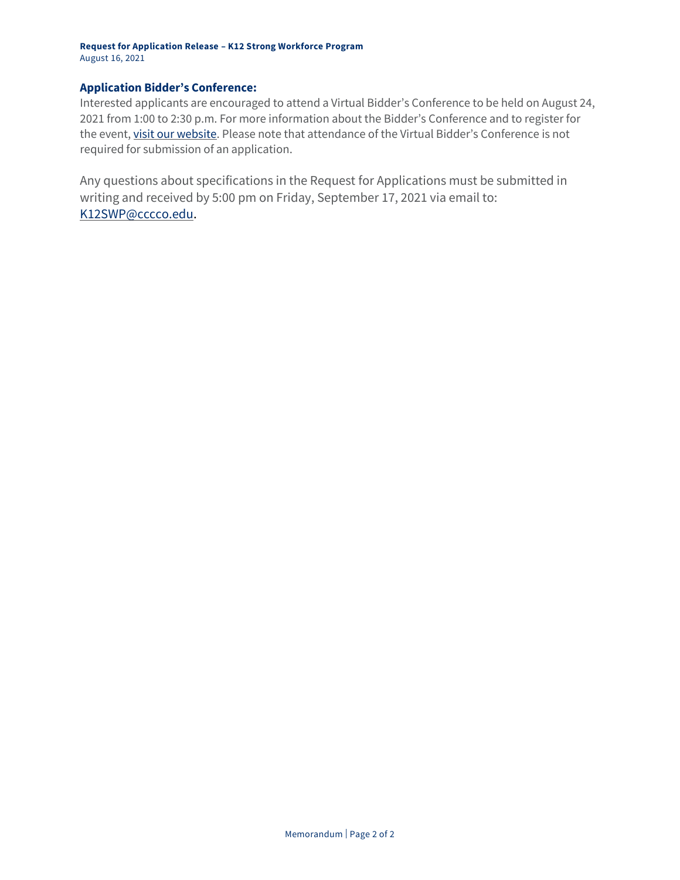## Application Bidder's Conference:

Interested applicants are encouraged to attend a Virtual Bidder's Conference to be held on August 24, 2021 from 1:00 to 2:30 p.m. For more information about the Bidder's Conference and to register for the event, visit our website. Please note that attendance of the Virtual Bidder's Conference is not required for submission of an application.

Any questions about specifications in the Request for Applications must be submitted in writing and received by 5:00 pm on Friday, September 17, 2021 via email to: K12SWP@cccco.edu.